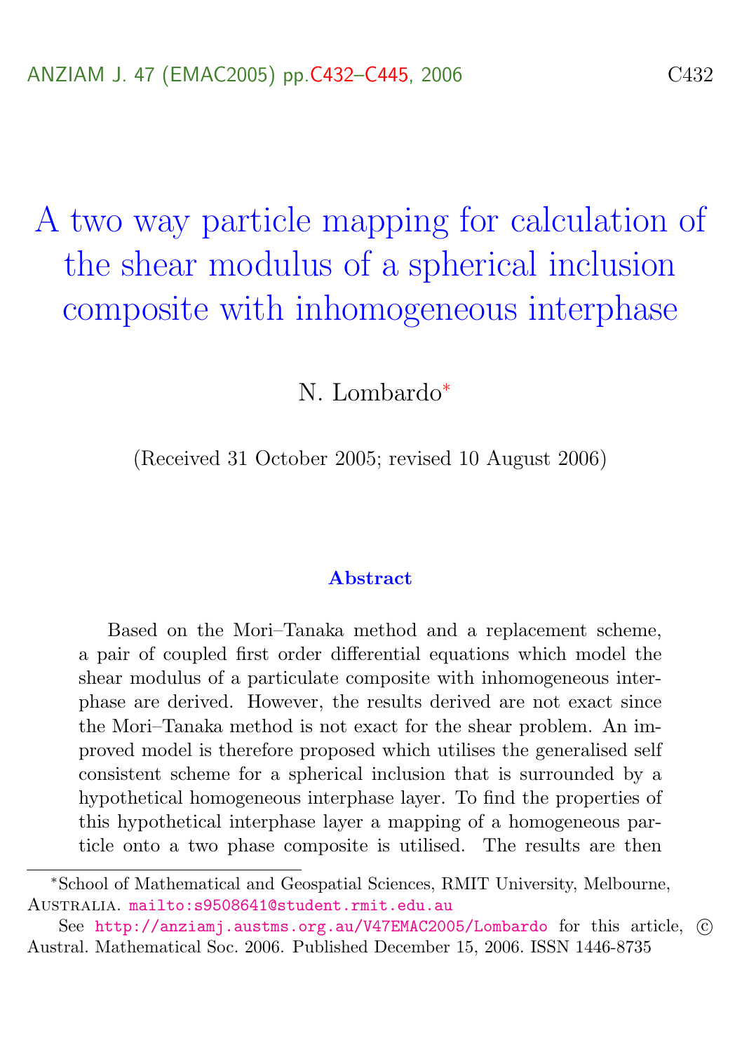# A two way particle mapping for calculation of the shear modulus of a spherical inclusion composite with inhomogeneous interphase

N. Lombardo*

(Received 31 October 2005; revised 10 August 2006)

### Abstract

Based on the Mori–Tanaka method and a replacement scheme, a pair of coupled first order differential equations which model the shear modulus of a particulate composite with inhomogeneous interphase are derived. However, the results derived are not exact since the Mori–Tanaka method is not exact for the shear problem. An improved model is therefore proposed which utilises the generalised self consistent scheme for a spherical inclusion that is surrounded by a hypothetical homogeneous interphase layer. To find the properties of this hypothetical interphase layer a mapping of a homogeneous particle onto a two phase composite is utilised. The results are then

*School of Mathematical and Geospatial Sciences, RMIT University, Melbourne, Australia. mailto:s9508641@student.rmit.edu.au

See http://anziamj.austms.org.au/V47EMAC2005/Lombardo for this article, © Austral. Mathematical Soc. 2006. Published December 15, 2006. ISSN 1446-8735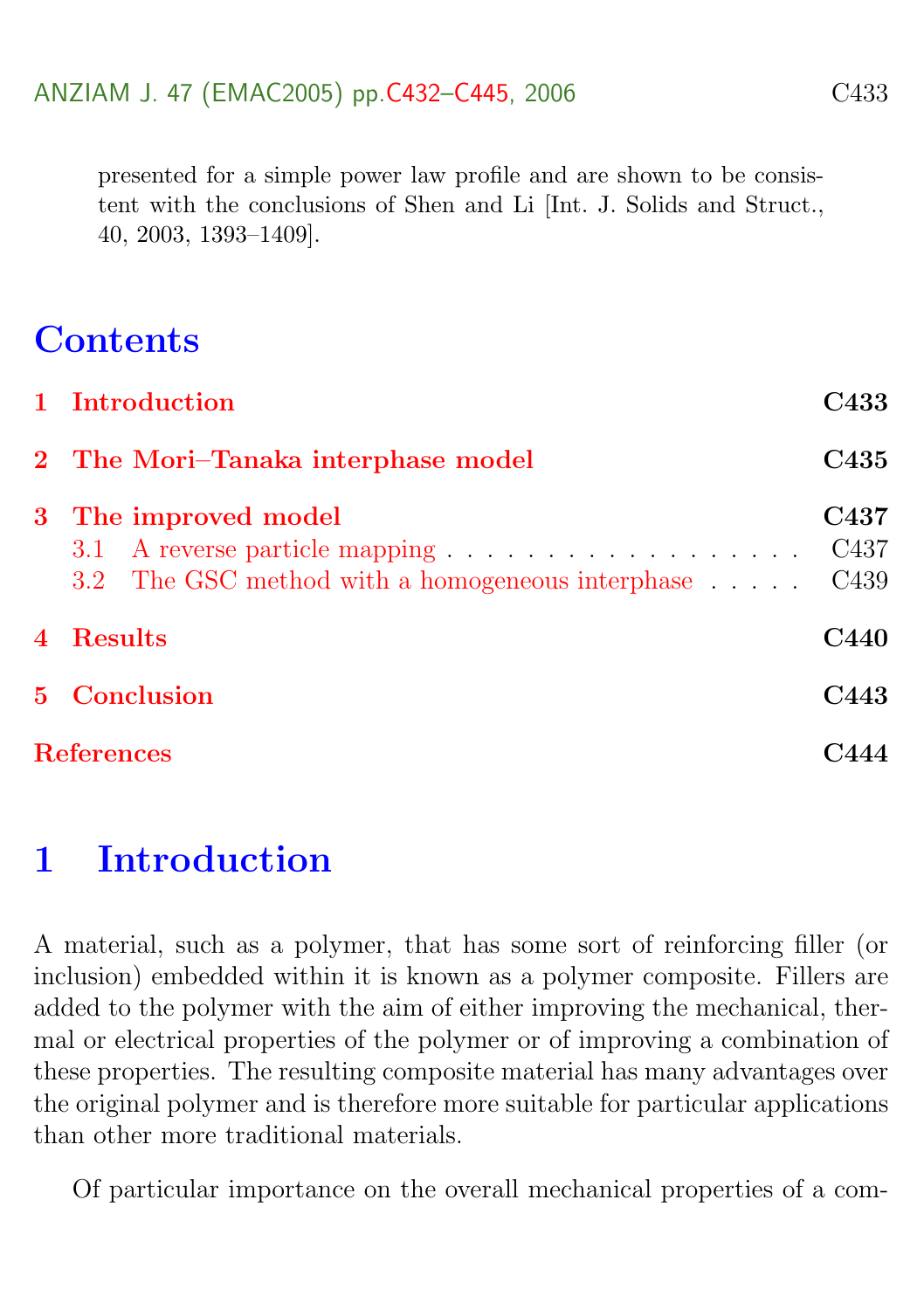presented for a simple power law profile and are shown to be consistent with the conclusions of Shen and Li [Int. J. Solids and Struct., 40, 2003, 1393–1409].

## Contents

1 Introduction C433

2 The Mori–Tanaka interphase model C435

3 The improved model C437
- 3.1 A reverse particle mapping C437
- 3.2 The GSC method with a homogeneous interphase C439

4 Results C440

5 Conclusion C443

References C444

# 1 Introduction

A material, such as a polymer, that has some sort of reinforcing filler (or inclusion) embedded within it is known as a polymer composite. Fillers are added to the polymer with the aim of either improving the mechanical, thermal or electrical properties of the polymer or of improving a combination of these properties. The resulting composite material has many advantages over the original polymer and is therefore more suitable for particular applications than other more traditional materials.

Of particular importance on the overall mechanical properties of a com-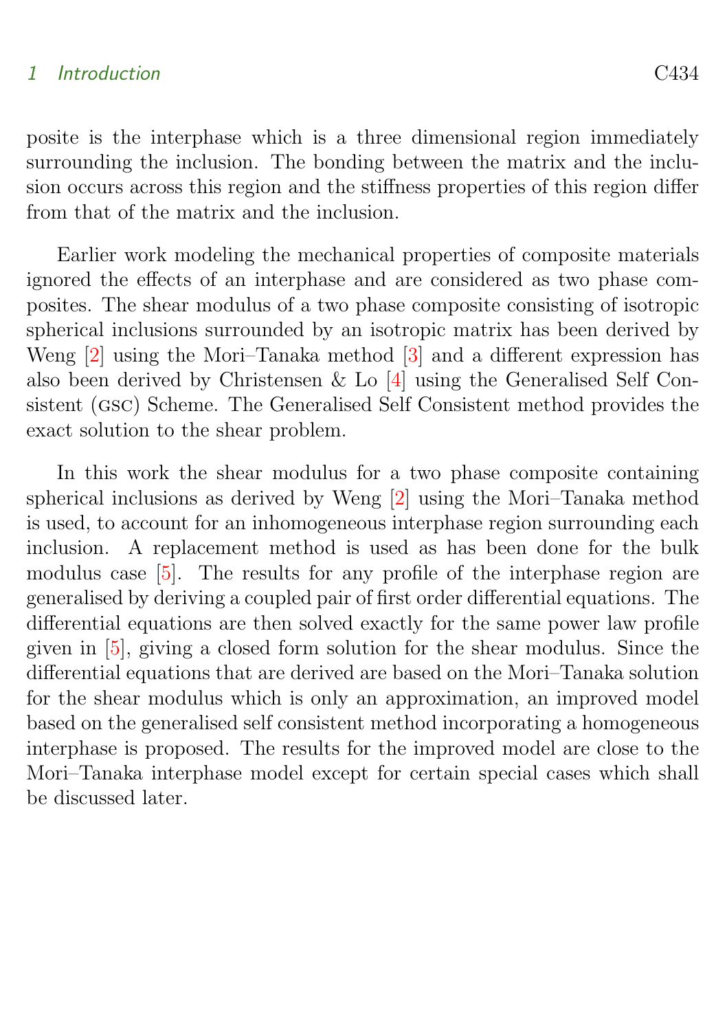posite is the interphase which is a three dimensional region immediately surrounding the inclusion. The bonding between the matrix and the inclusion occurs across this region and the stiffness properties of this region differ from that of the matrix and the inclusion.

Earlier work modeling the mechanical properties of composite materials ignored the effects of an interphase and are considered as two phase composites. The shear modulus of a two phase composite consisting of isotropic spherical inclusions surrounded by an isotropic matrix has been derived by Weng [2] using the Mori–Tanaka method [3] and a different expression has also been derived by Christensen & Lo [4] using the Generalised Self Consistent (GSC) Scheme. The Generalised Self Consistent method provides the exact solution to the shear problem.

In this work the shear modulus for a two phase composite containing spherical inclusions as derived by Weng [2] using the Mori–Tanaka method is used, to account for an inhomogeneous interphase region surrounding each inclusion. A replacement method is used as has been done for the bulk modulus case [5]. The results for any profile of the interphase region are generalised by deriving a coupled pair of first order differential equations. The differential equations are then solved exactly for the same power law profile given in [5], giving a closed form solution for the shear modulus. Since the differential equations that are derived are based on the Mori–Tanaka solution for the shear modulus which is only an approximation, an improved model based on the generalised self consistent method incorporating a homogeneous interphase is proposed. The results for the improved model are close to the Mori–Tanaka interphase model except for certain special cases which shall be discussed later.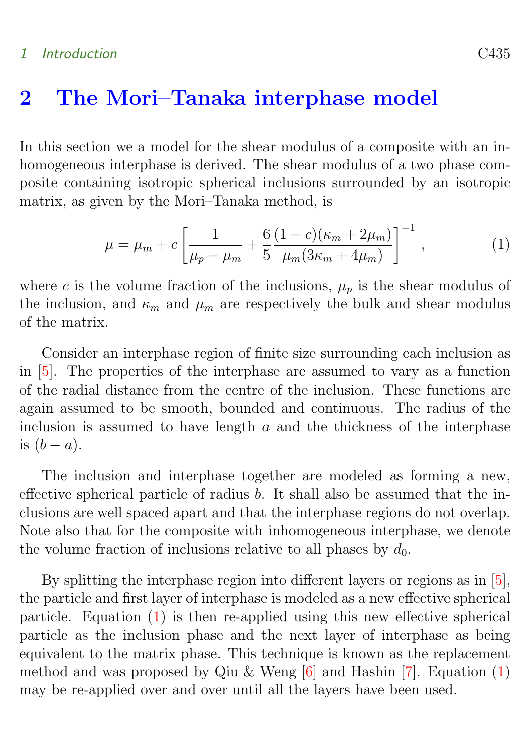## 2 The Mori–Tanaka interphase model

In this section we a model for the shear modulus of a composite with an inhomogeneous interphase is derived. The shear modulus of a two phase composite containing isotropic spherical inclusions surrounded by an isotropic matrix, as given by the Mori–Tanaka method, is

$$\mu = \mu_m + c\left[\frac{1}{\mu_p - \mu_m} + \frac{6}{5}\frac{(1-c)(\kappa_m + 2\mu_m)}{\mu_m(3\kappa_m + 4\mu_m)}\right]^{-1}, \tag{1}$$

where $c$ is the volume fraction of the inclusions, $\mu_p$ is the shear modulus of the inclusion, and $\kappa_m$ and $\mu_m$ are respectively the bulk and shear modulus of the matrix.

Consider an interphase region of finite size surrounding each inclusion as in [5]. The properties of the interphase are assumed to vary as a function of the radial distance from the centre of the inclusion. These functions are again assumed to be smooth, bounded and continuous. The radius of the inclusion is assumed to have length $a$ and the thickness of the interphase is $(b-a)$.

The inclusion and interphase together are modeled as forming a new, effective spherical particle of radius $b$. It shall also be assumed that the inclusions are well spaced apart and that the interphase regions do not overlap. Note also that for the composite with inhomogeneous interphase, we denote the volume fraction of inclusions relative to all phases by $d_0$.

By splitting the interphase region into different layers or regions as in [5], the particle and first layer of interphase is modeled as a new effective spherical particle. Equation (1) is then re-applied using this new effective spherical particle as the inclusion phase and the next layer of interphase as being equivalent to the matrix phase. This technique is known as the replacement method and was proposed by Qiu & Weng [6] and Hashin [7]. Equation (1) may be re-applied over and over until all the layers have been used.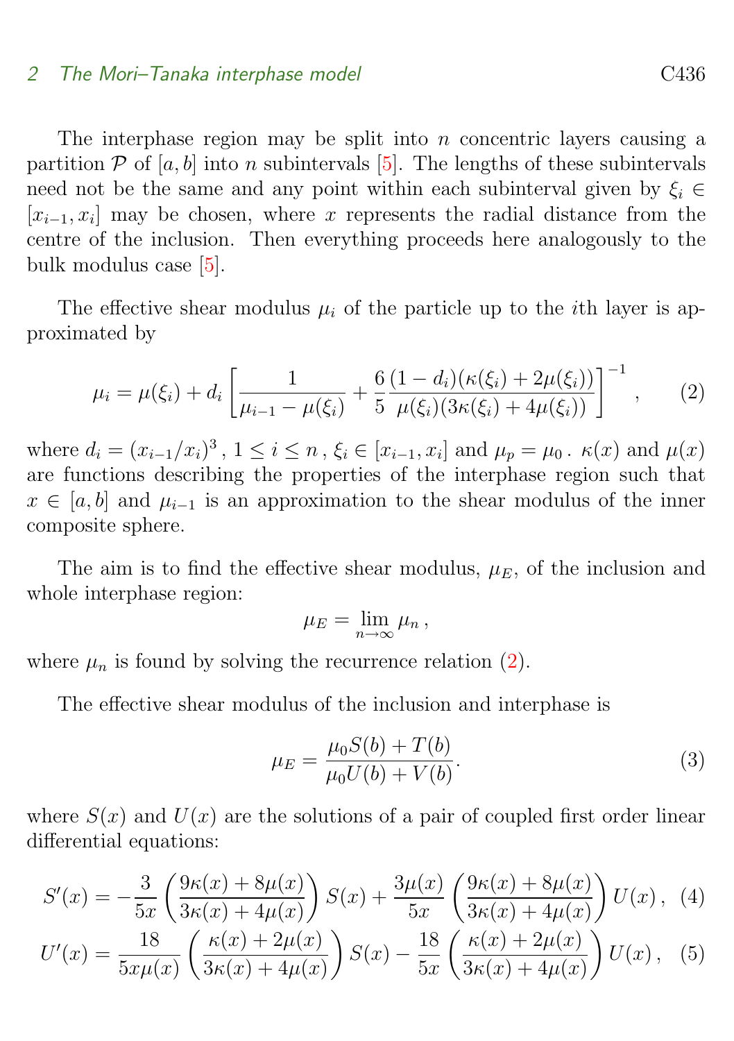The interphase region may be split into $n$ concentric layers causing a partition $\mathcal{P}$ of $[a, b]$ into $n$ subintervals [5]. The lengths of these subintervals need not be the same and any point within each subinterval given by $\xi_i \in [x_{i-1}, x_i]$ may be chosen, where $x$ represents the radial distance from the centre of the inclusion. Then everything proceeds here analogously to the bulk modulus case [5].

The effective shear modulus $\mu_i$ of the particle up to the $i$th layer is approximated by

$$\mu_i = \mu(\xi_i) + d_i \left[ \frac{1}{\mu_{i-1} - \mu(\xi_i)} + \frac{6}{5} \frac{(1 - d_i)(\kappa(\xi_i) + 2\mu(\xi_i))}{\mu(\xi_i)(3\kappa(\xi_i) + 4\mu(\xi_i))} \right]^{-1}, \tag{2}$$

where $d_i = (x_{i-1}/x_i)^3$, $1 \leq i \leq n$, $\xi_i \in [x_{i-1}, x_i]$ and $\mu_p = \mu_0$. $\kappa(x)$ and $\mu(x)$ are functions describing the properties of the interphase region such that $x \in [a, b]$ and $\mu_{i-1}$ is an approximation to the shear modulus of the inner composite sphere.

The aim is to find the effective shear modulus, $\mu_E$, of the inclusion and whole interphase region:

$$\mu_E = \lim_{n \to \infty} \mu_n,$$

where $\mu_n$ is found by solving the recurrence relation (2).

The effective shear modulus of the inclusion and interphase is

$$\mu_E = \frac{\mu_0 S(b) + T(b)}{\mu_0 U(b) + V(b)}. \tag{3}$$

where $S(x)$ and $U(x)$ are the solutions of a pair of coupled first order linear differential equations:

$$S'(x) = -\frac{3}{5x} \left( \frac{9\kappa(x) + 8\mu(x)}{3\kappa(x) + 4\mu(x)} \right) S(x) + \frac{3\mu(x)}{5x} \left( \frac{9\kappa(x) + 8\mu(x)}{3\kappa(x) + 4\mu(x)} \right) U(x), \tag{4}$$

$$U'(x) = \frac{18}{5x\mu(x)} \left( \frac{\kappa(x) + 2\mu(x)}{3\kappa(x) + 4\mu(x)} \right) S(x) - \frac{18}{5x} \left( \frac{\kappa(x) + 2\mu(x)}{3\kappa(x) + 4\mu(x)} \right) U(x), \tag{5}$$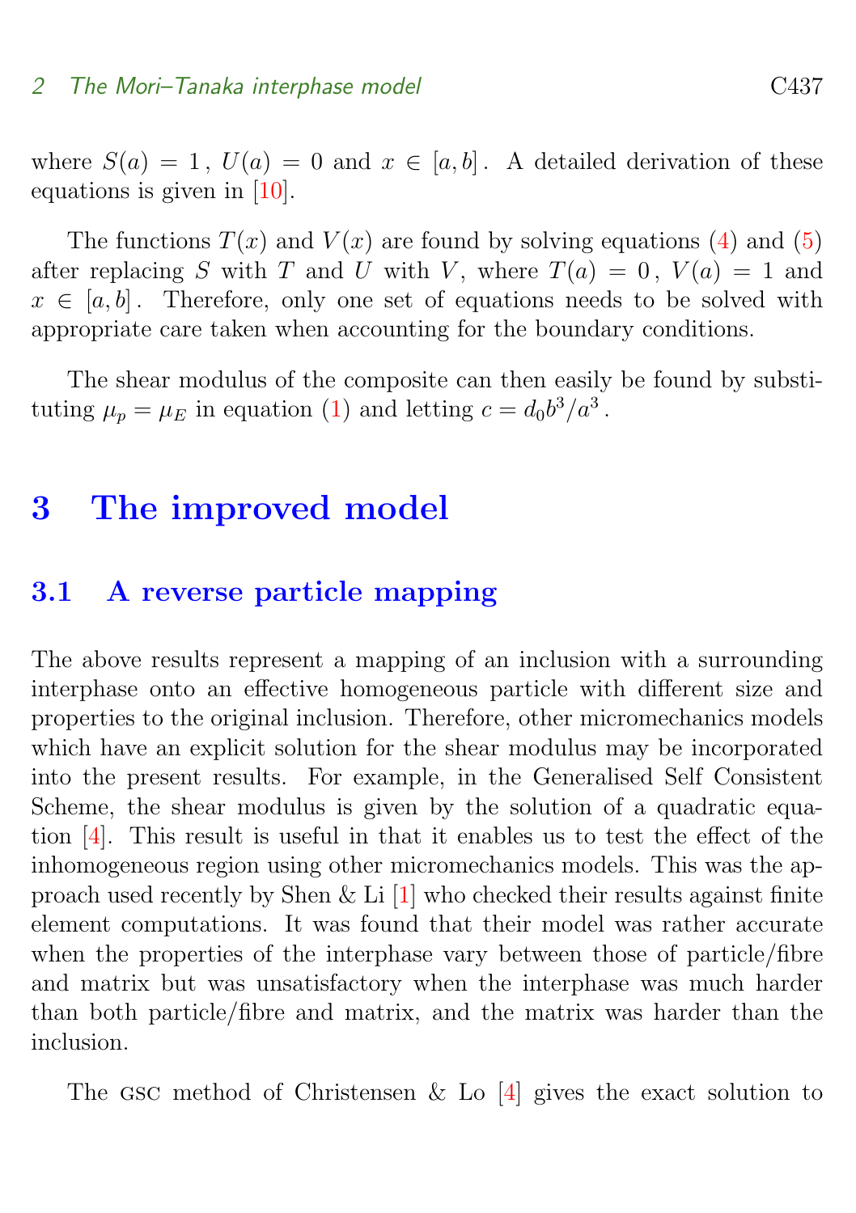where $S(a) = 1$, $U(a) = 0$ and $x \in [a, b]$. A detailed derivation of these equations is given in [10].

The functions $T(x)$ and $V(x)$ are found by solving equations (4) and (5) after replacing $S$ with $T$ and $U$ with $V$, where $T(a) = 0$, $V(a) = 1$ and $x \in [a, b]$. Therefore, only one set of equations needs to be solved with appropriate care taken when accounting for the boundary conditions.

The shear modulus of the composite can then easily be found by substituting $\mu_p = \mu_E$ in equation (1) and letting $c = d_0 b^3/a^3$.

# 3 The improved model

## 3.1 A reverse particle mapping

The above results represent a mapping of an inclusion with a surrounding interphase onto an effective homogeneous particle with different size and properties to the original inclusion. Therefore, other micromechanics models which have an explicit solution for the shear modulus may be incorporated into the present results. For example, in the Generalised Self Consistent Scheme, the shear modulus is given by the solution of a quadratic equation [4]. This result is useful in that it enables us to test the effect of the inhomogeneous region using other micromechanics models. This was the approach used recently by Shen & Li [1] who checked their results against finite element computations. It was found that their model was rather accurate when the properties of the interphase vary between those of particle/fibre and matrix but was unsatisfactory when the interphase was much harder than both particle/fibre and matrix, and the matrix was harder than the inclusion.

The GSC method of Christensen & Lo [4] gives the exact solution to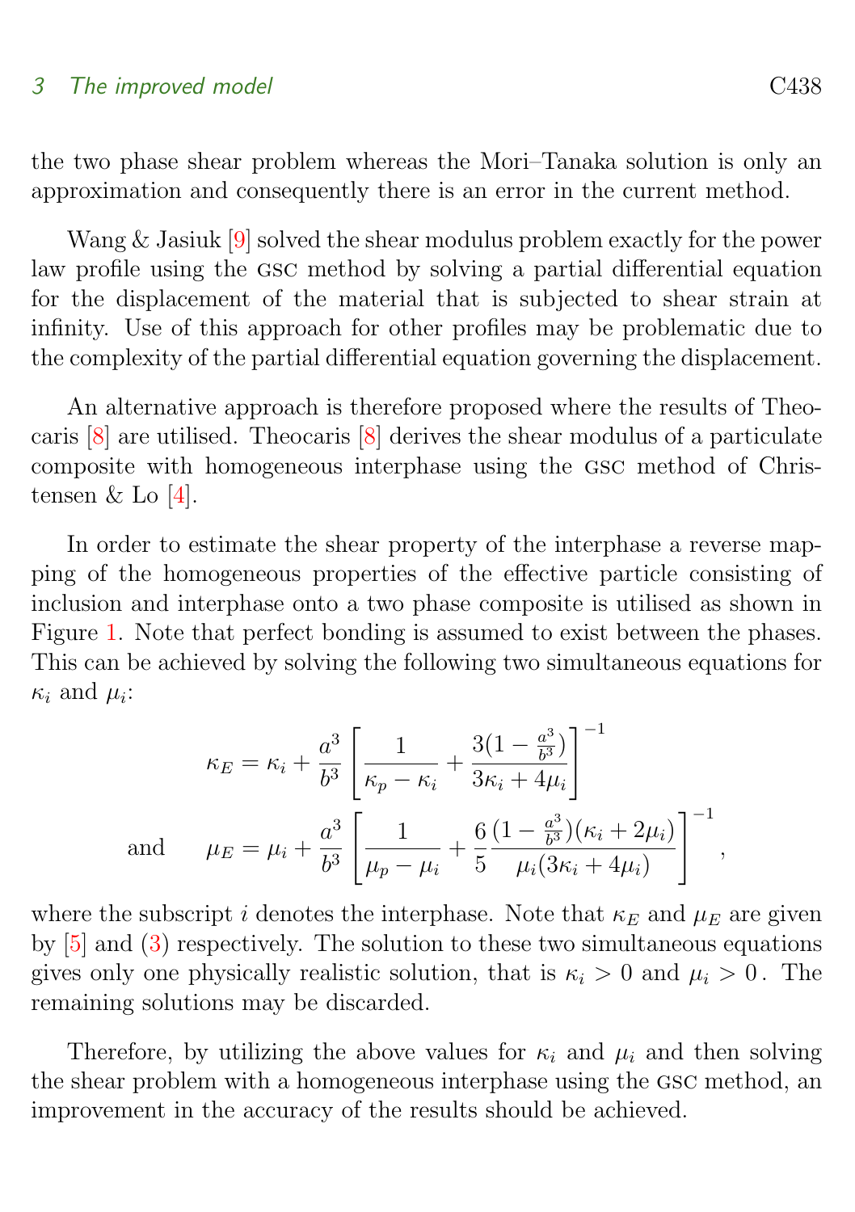the two phase shear problem whereas the Mori–Tanaka solution is only an approximation and consequently there is an error in the current method.

Wang & Jasiuk [9] solved the shear modulus problem exactly for the power law profile using the GSC method by solving a partial differential equation for the displacement of the material that is subjected to shear strain at infinity. Use of this approach for other profiles may be problematic due to the complexity of the partial differential equation governing the displacement.

An alternative approach is therefore proposed where the results of Theocaris [8] are utilised. Theocaris [8] derives the shear modulus of a particulate composite with homogeneous interphase using the GSC method of Christensen & Lo [4].

In order to estimate the shear property of the interphase a reverse mapping of the homogeneous properties of the effective particle consisting of inclusion and interphase onto a two phase composite is utilised as shown in Figure 1. Note that perfect bonding is assumed to exist between the phases. This can be achieved by solving the following two simultaneous equations for $\kappa_i$ and $\mu_i$:

$$\kappa_E = \kappa_i + \frac{a^3}{b^3}\left[\frac{1}{\kappa_p - \kappa_i} + \frac{3(1-\frac{a^3}{b^3})}{3\kappa_i + 4\mu_i}\right]^{-1}$$

$$\text{and} \qquad \mu_E = \mu_i + \frac{a^3}{b^3}\left[\frac{1}{\mu_p - \mu_i} + \frac{6}{5}\frac{(1-\frac{a^3}{b^3})(\kappa_i + 2\mu_i)}{\mu_i(3\kappa_i + 4\mu_i)}\right]^{-1},$$

where the subscript $i$ denotes the interphase. Note that $\kappa_E$ and $\mu_E$ are given by [5] and (3) respectively. The solution to these two simultaneous equations gives only one physically realistic solution, that is $\kappa_i > 0$ and $\mu_i > 0$. The remaining solutions may be discarded.

Therefore, by utilizing the above values for $\kappa_i$ and $\mu_i$ and then solving the shear problem with a homogeneous interphase using the GSC method, an improvement in the accuracy of the results should be achieved.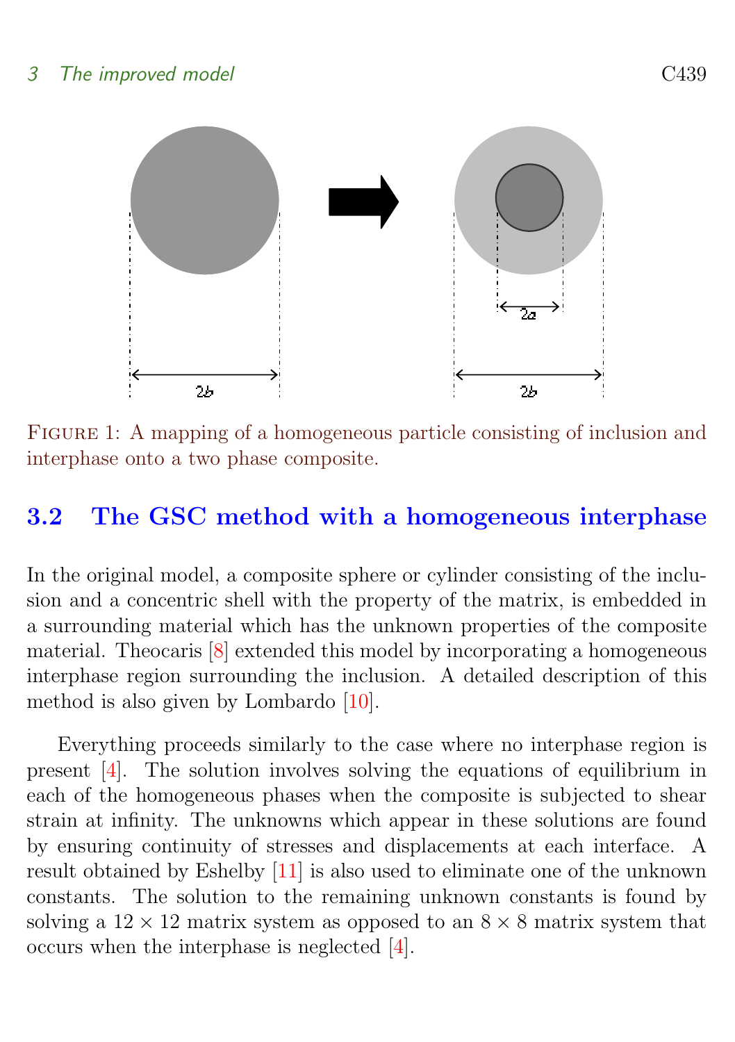Figure 1: A mapping of a homogeneous particle consisting of inclusion and interphase onto a two phase composite.

## 3.2 The GSC method with a homogeneous interphase

In the original model, a composite sphere or cylinder consisting of the inclusion and a concentric shell with the property of the matrix, is embedded in a surrounding material which has the unknown properties of the composite material. Theocaris [8] extended this model by incorporating a homogeneous interphase region surrounding the inclusion. A detailed description of this method is also given by Lombardo [10].

Everything proceeds similarly to the case where no interphase region is present [4]. The solution involves solving the equations of equilibrium in each of the homogeneous phases when the composite is subjected to shear strain at infinity. The unknowns which appear in these solutions are found by ensuring continuity of stresses and displacements at each interface. A result obtained by Eshelby [11] is also used to eliminate one of the unknown constants. The solution to the remaining unknown constants is found by solving a $12 \times 12$ matrix system as opposed to an $8 \times 8$ matrix system that occurs when the interphase is neglected [4].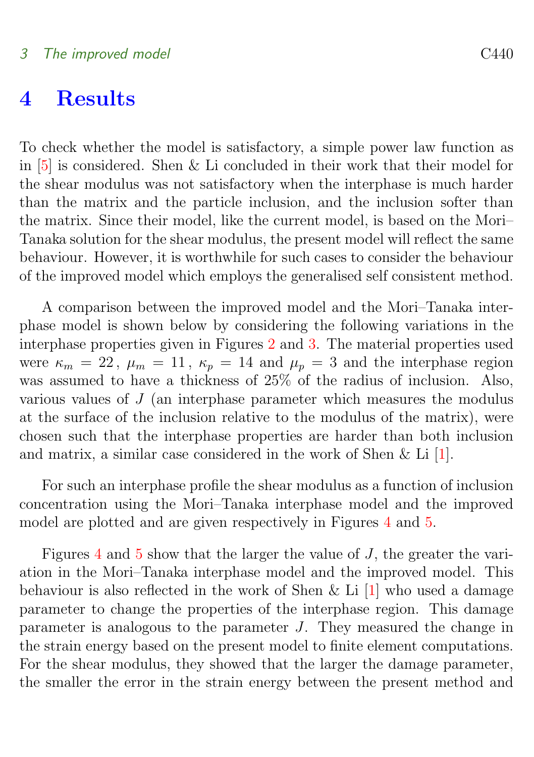# 4 Results

To check whether the model is satisfactory, a simple power law function as in [5] is considered. Shen & Li concluded in their work that their model for the shear modulus was not satisfactory when the interphase is much harder than the matrix and the particle inclusion, and the inclusion softer than the matrix. Since their model, like the current model, is based on the Mori–Tanaka solution for the shear modulus, the present model will reflect the same behaviour. However, it is worthwhile for such cases to consider the behaviour of the improved model which employs the generalised self consistent method.

A comparison between the improved model and the Mori–Tanaka interphase model is shown below by considering the following variations in the interphase properties given in Figures 2 and 3. The material properties used were $\kappa_m = 22$, $\mu_m = 11$, $\kappa_p = 14$ and $\mu_p = 3$ and the interphase region was assumed to have a thickness of 25% of the radius of inclusion. Also, various values of $J$ (an interphase parameter which measures the modulus at the surface of the inclusion relative to the modulus of the matrix), were chosen such that the interphase properties are harder than both inclusion and matrix, a similar case considered in the work of Shen & Li [1].

For such an interphase profile the shear modulus as a function of inclusion concentration using the Mori–Tanaka interphase model and the improved model are plotted and are given respectively in Figures 4 and 5.

Figures 4 and 5 show that the larger the value of $J$, the greater the variation in the Mori–Tanaka interphase model and the improved model. This behaviour is also reflected in the work of Shen & Li [1] who used a damage parameter to change the properties of the interphase region. This damage parameter is analogous to the parameter $J$. They measured the change in the strain energy based on the present model to finite element computations. For the shear modulus, they showed that the larger the damage parameter, the smaller the error in the strain energy between the present method and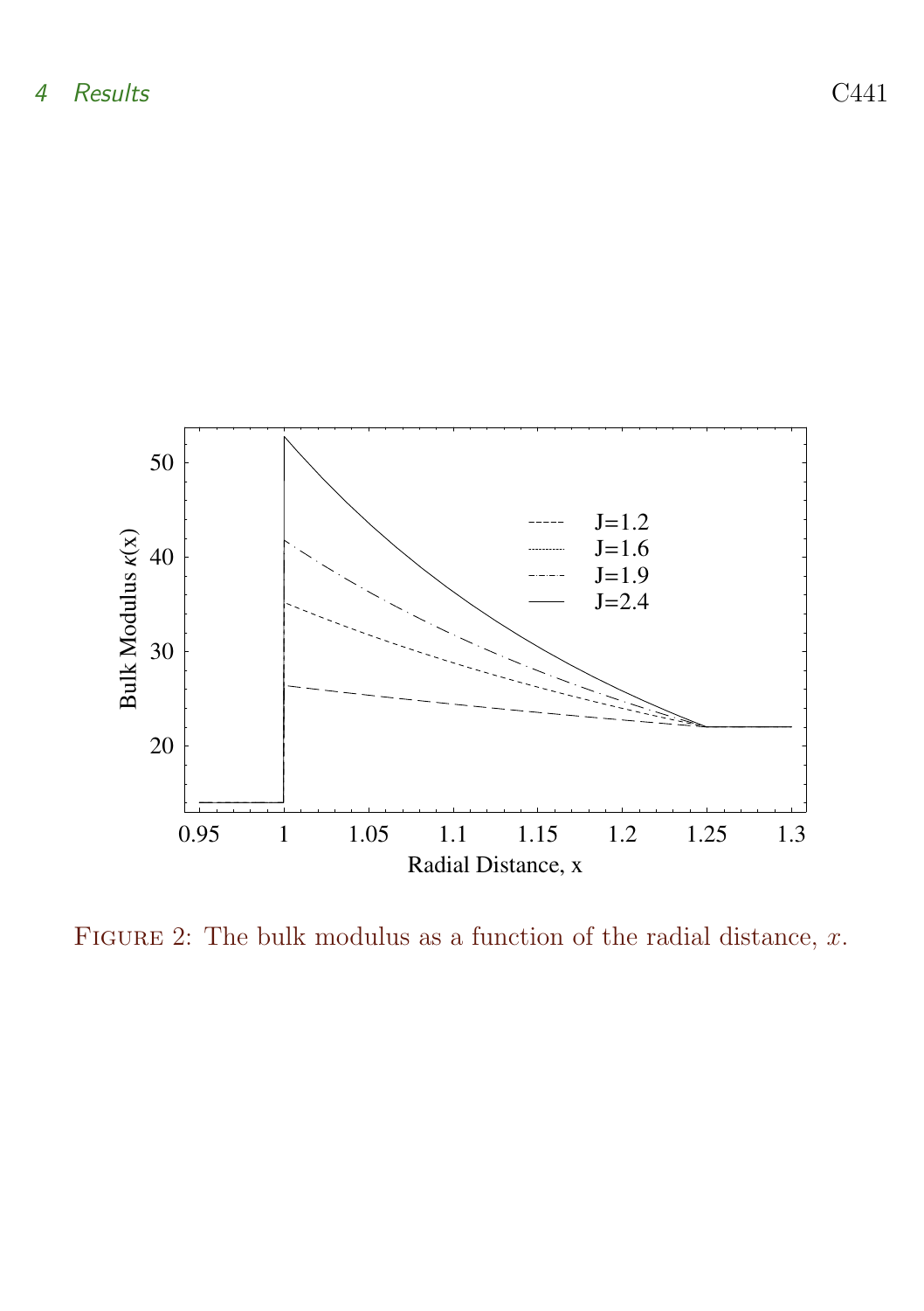FIGURE 2: The bulk modulus as a function of the radial distance, $x$.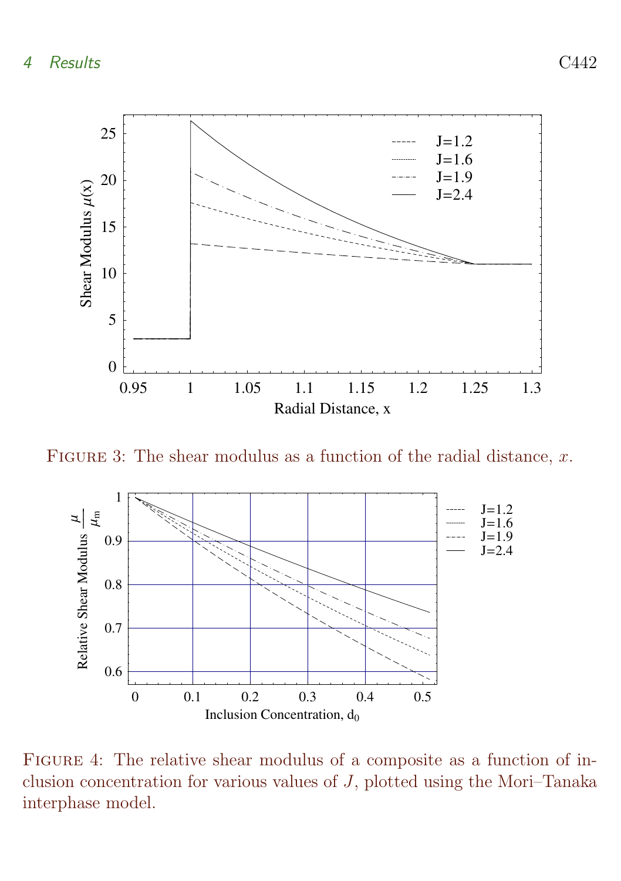FIGURE 3: The shear modulus as a function of the radial distance, $x$.

FIGURE 4: The relative shear modulus of a composite as a function of inclusion concentration for various values of $J$, plotted using the Mori–Tanaka interphase model.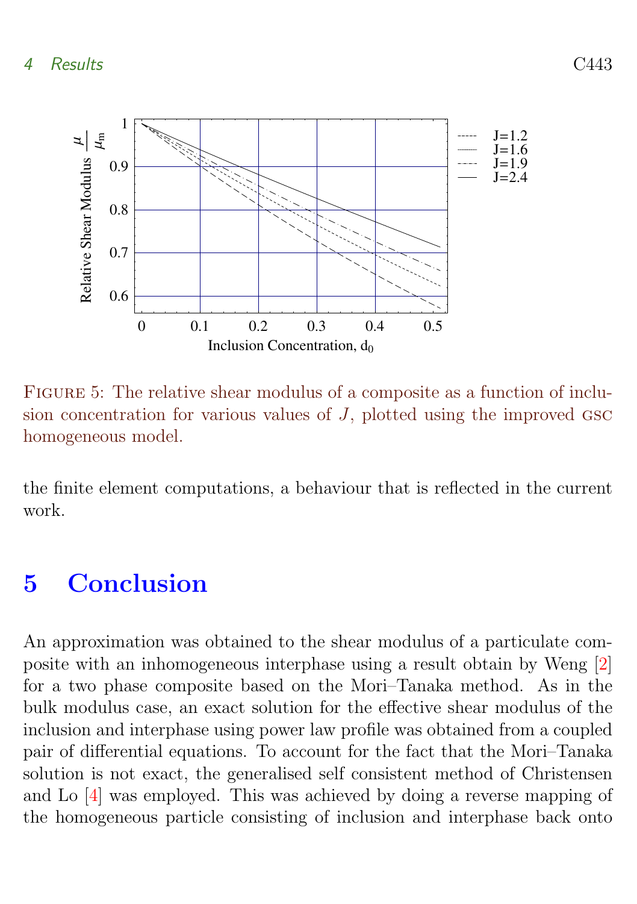FIGURE 5: The relative shear modulus of a composite as a function of inclusion concentration for various values of $J$, plotted using the improved GSC homogeneous model.

the finite element computations, a behaviour that is reflected in the current work.

# 5 Conclusion

An approximation was obtained to the shear modulus of a particulate composite with an inhomogeneous interphase using a result obtain by Weng [2] for a two phase composite based on the Mori–Tanaka method. As in the bulk modulus case, an exact solution for the effective shear modulus of the inclusion and interphase using power law profile was obtained from a coupled pair of differential equations. To account for the fact that the Mori–Tanaka solution is not exact, the generalised self consistent method of Christensen and Lo [4] was employed. This was achieved by doing a reverse mapping of the homogeneous particle consisting of inclusion and interphase back onto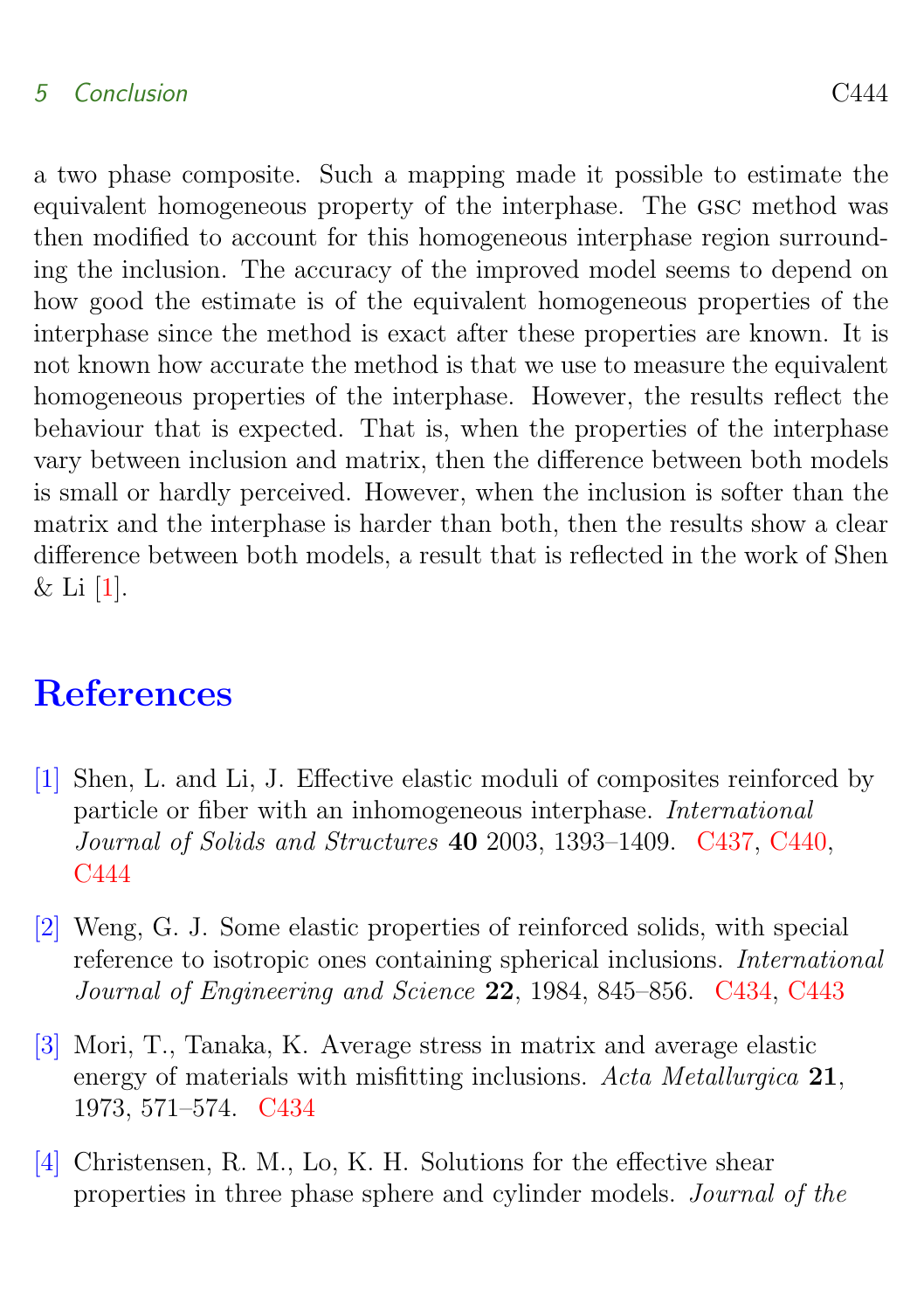a two phase composite. Such a mapping made it possible to estimate the equivalent homogeneous property of the interphase. The GSC method was then modified to account for this homogeneous interphase region surrounding the inclusion. The accuracy of the improved model seems to depend on how good the estimate is of the equivalent homogeneous properties of the interphase since the method is exact after these properties are known. It is not known how accurate the method is that we use to measure the equivalent homogeneous properties of the interphase. However, the results reflect the behaviour that is expected. That is, when the properties of the interphase vary between inclusion and matrix, then the difference between both models is small or hardly perceived. However, when the inclusion is softer than the matrix and the interphase is harder than both, then the results show a clear difference between both models, a result that is reflected in the work of Shen & Li [1].

# References

[1] Shen, L. and Li, J. Effective elastic moduli of composites reinforced by particle or fiber with an inhomogeneous interphase. *International Journal of Solids and Structures* **40** 2003, 1393–1409. C437, C440, C444

[2] Weng, G. J. Some elastic properties of reinforced solids, with special reference to isotropic ones containing spherical inclusions. *International Journal of Engineering and Science* **22**, 1984, 845–856. C434, C443

[3] Mori, T., Tanaka, K. Average stress in matrix and average elastic energy of materials with misfitting inclusions. *Acta Metallurgica* **21**, 1973, 571–574. C434

[4] Christensen, R. M., Lo, K. H. Solutions for the effective shear properties in three phase sphere and cylinder models. *Journal of the*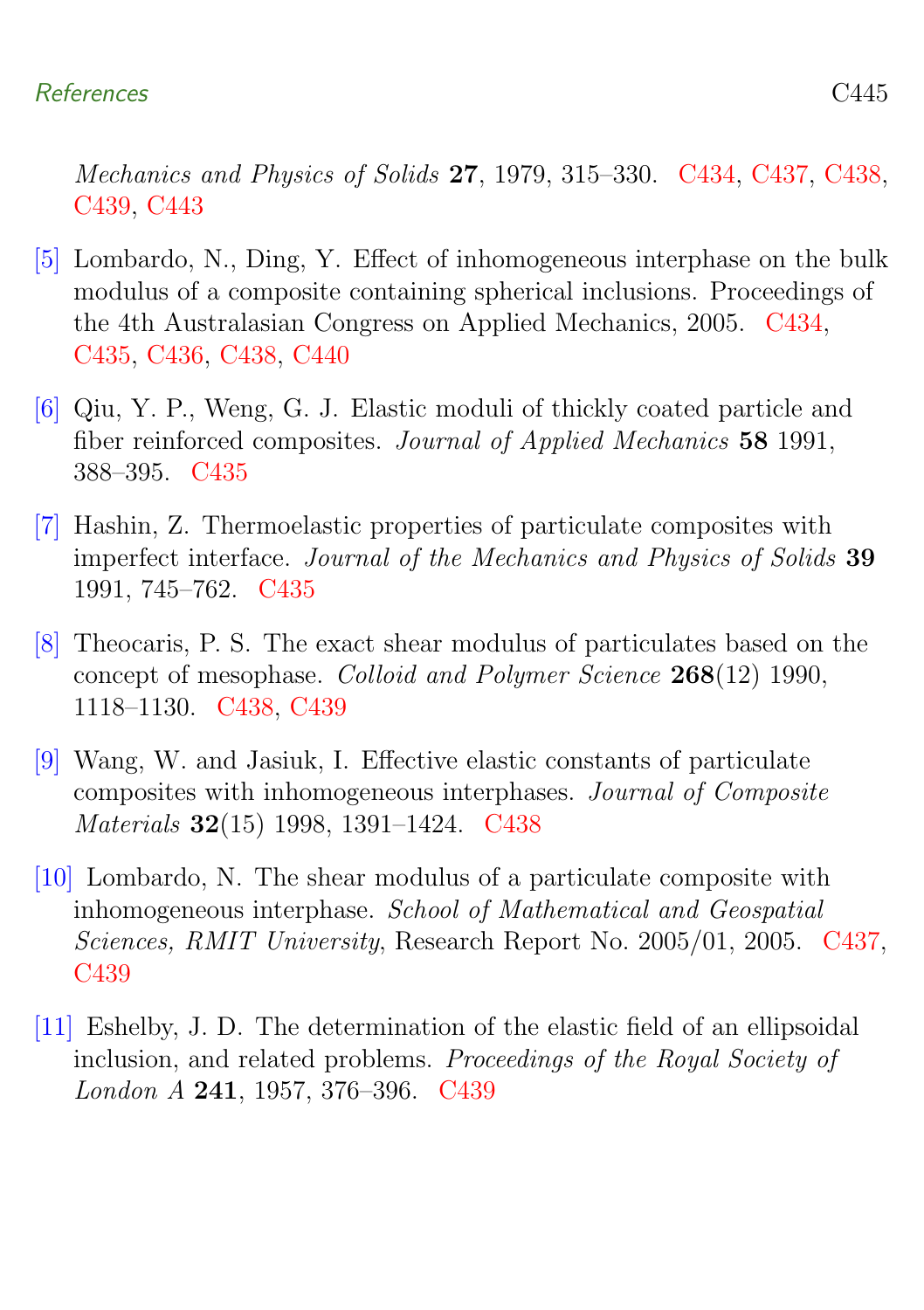*Mechanics and Physics of Solids* **27**, 1979, 315–330. C434, C437, C438, C439, C443

[5] Lombardo, N., Ding, Y. Effect of inhomogeneous interphase on the bulk modulus of a composite containing spherical inclusions. Proceedings of the 4th Australasian Congress on Applied Mechanics, 2005. C434, C435, C436, C438, C440

[6] Qiu, Y. P., Weng, G. J. Elastic moduli of thickly coated particle and fiber reinforced composites. *Journal of Applied Mechanics* **58** 1991, 388–395. C435

[7] Hashin, Z. Thermoelastic properties of particulate composites with imperfect interface. *Journal of the Mechanics and Physics of Solids* **39** 1991, 745–762. C435

[8] Theocaris, P. S. The exact shear modulus of particulates based on the concept of mesophase. *Colloid and Polymer Science* **268**(12) 1990, 1118–1130. C438, C439

[9] Wang, W. and Jasiuk, I. Effective elastic constants of particulate composites with inhomogeneous interphases. *Journal of Composite Materials* **32**(15) 1998, 1391–1424. C438

[10] Lombardo, N. The shear modulus of a particulate composite with inhomogeneous interphase. *School of Mathematical and Geospatial Sciences, RMIT University*, Research Report No. 2005/01, 2005. C437, C439

[11] Eshelby, J. D. The determination of the elastic field of an ellipsoidal inclusion, and related problems. *Proceedings of the Royal Society of London A* **241**, 1957, 376–396. C439